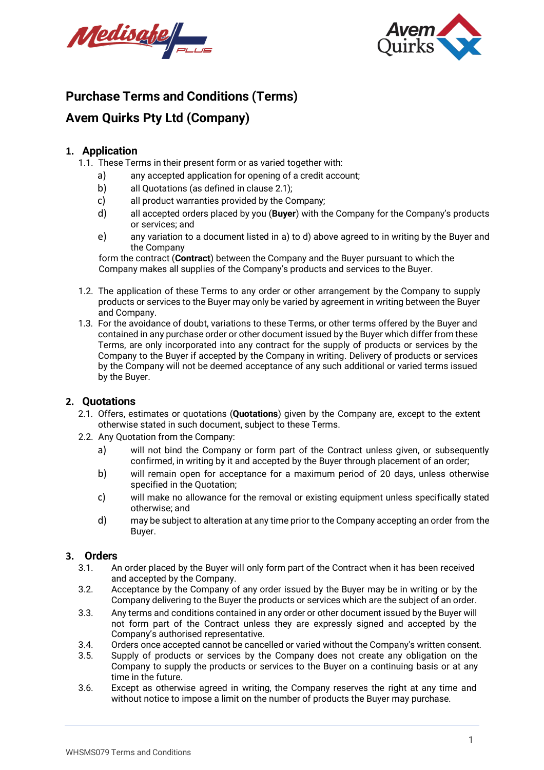# Purchase Terms and Conditions (Terms)

# Avem Quirks Pty Ltd (Company)

## 1. Application

1.1. These Terms in their present form or as varied together with:

- a) any accepted application for opening of a credit account;
- b) all Quotations (as defined in clause 2.1);
- c) all product warranties provided by the Company;
- d) all accepted orders placed by you (**Buyer**) with the Company for the Company's products or services; and
- e) any variation to a document listed in a) to d) above agreed to in writing by the Buyer and the Company

form the contract (**Contract**) between the Company and the Buyer pursuant to which the Company makes all supplies of the Company's products and services to the Buyer.

1.2. The application of these Terms to any order or other arrangement by the Company to supply products or services to the Buyer may only be varied by agreement in writing between the Buyer and Company.

1.3. For the avoidance of doubt, variations to these Terms, or other terms offered by the Buyer and contained in any purchase order or other document issued by the Buyer which differ from these Terms, are only incorporated into any contract for the supply of products or services by the Company to the Buyer if accepted by the Company in writing. Delivery of products or services by the Company will not be deemed acceptance of any such additional or varied terms issued by the Buyer.

## 2. Quotations

2.1. Offers, estimates or quotations (**Quotations**) given by the Company are, except to the extent otherwise stated in such document, subject to these Terms.

2.2. Any Quotation from the Company:

- a) will not bind the Company or form part of the Contract unless given, or subsequently confirmed, in writing by it and accepted by the Buyer through placement of an order;
- b) will remain open for acceptance for a maximum period of 20 days, unless otherwise specified in the Quotation;
- c) will make no allowance for the removal or existing equipment unless specifically stated otherwise; and
- d) may be subject to alteration at any time prior to the Company accepting an order from the Buyer.

## 3. Orders

3.1. An order placed by the Buyer will only form part of the Contract when it has been received and accepted by the Company.

3.2. Acceptance by the Company of any order issued by the Buyer may be in writing or by the Company delivering to the Buyer the products or services which are the subject of an order.

3.3. Any terms and conditions contained in any order or other document issued by the Buyer will not form part of the Contract unless they are expressly signed and accepted by the Company's authorised representative.

3.4. Orders once accepted cannot be cancelled or varied without the Company's written consent.

3.5. Supply of products or services by the Company does not create any obligation on the Company to supply the products or services to the Buyer on a continuing basis or at any time in the future.

3.6. Except as otherwise agreed in writing, the Company reserves the right at any time and without notice to impose a limit on the number of products the Buyer may purchase.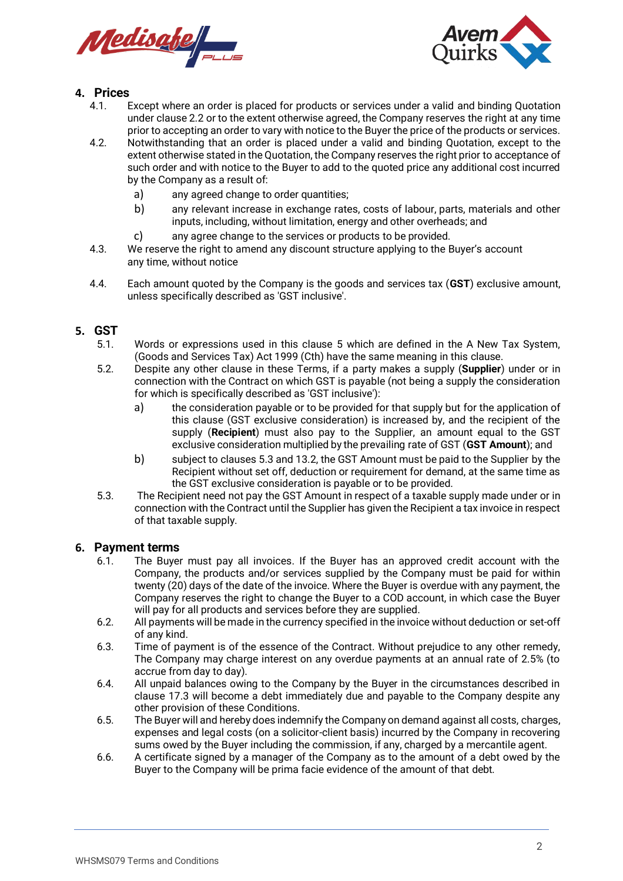## 4. Prices

4.1. Except where an order is placed for products or services under a valid and binding Quotation under clause 2.2 or to the extent otherwise agreed, the Company reserves the right at any time prior to accepting an order to vary with notice to the Buyer the price of the products or services.

4.2. Notwithstanding that an order is placed under a valid and binding Quotation, except to the extent otherwise stated in the Quotation, the Company reserves the right prior to acceptance of such order and with notice to the Buyer to add to the quoted price any additional cost incurred by the Company as a result of:

a) any agreed change to order quantities;

b) any relevant increase in exchange rates, costs of labour, parts, materials and other inputs, including, without limitation, energy and other overheads; and

c) any agree change to the services or products to be provided.

4.3. We reserve the right to amend any discount structure applying to the Buyer's account any time, without notice

4.4. Each amount quoted by the Company is the goods and services tax (**GST**) exclusive amount, unless specifically described as 'GST inclusive'.

## 5. GST

5.1. Words or expressions used in this clause 5 which are defined in the A New Tax System, (Goods and Services Tax) Act 1999 (Cth) have the same meaning in this clause.

5.2. Despite any other clause in these Terms, if a party makes a supply (**Supplier**) under or in connection with the Contract on which GST is payable (not being a supply the consideration for which is specifically described as 'GST inclusive'):

a) the consideration payable or to be provided for that supply but for the application of this clause (GST exclusive consideration) is increased by, and the recipient of the supply (**Recipient**) must also pay to the Supplier, an amount equal to the GST exclusive consideration multiplied by the prevailing rate of GST (**GST Amount**); and

b) subject to clauses 5.3 and 13.2, the GST Amount must be paid to the Supplier by the Recipient without set off, deduction or requirement for demand, at the same time as the GST exclusive consideration is payable or to be provided.

5.3. The Recipient need not pay the GST Amount in respect of a taxable supply made under or in connection with the Contract until the Supplier has given the Recipient a tax invoice in respect of that taxable supply.

## 6. Payment terms

6.1. The Buyer must pay all invoices. If the Buyer has an approved credit account with the Company, the products and/or services supplied by the Company must be paid for within twenty (20) days of the date of the invoice. Where the Buyer is overdue with any payment, the Company reserves the right to change the Buyer to a COD account, in which case the Buyer will pay for all products and services before they are supplied.

6.2. All payments will be made in the currency specified in the invoice without deduction or set-off of any kind.

6.3. Time of payment is of the essence of the Contract. Without prejudice to any other remedy, The Company may charge interest on any overdue payments at an annual rate of 2.5% (to accrue from day to day).

6.4. All unpaid balances owing to the Company by the Buyer in the circumstances described in clause 17.3 will become a debt immediately due and payable to the Company despite any other provision of these Conditions.

6.5. The Buyer will and hereby does indemnify the Company on demand against all costs, charges, expenses and legal costs (on a solicitor-client basis) incurred by the Company in recovering sums owed by the Buyer including the commission, if any, charged by a mercantile agent.

6.6. A certificate signed by a manager of the Company as to the amount of a debt owed by the Buyer to the Company will be prima facie evidence of the amount of that debt.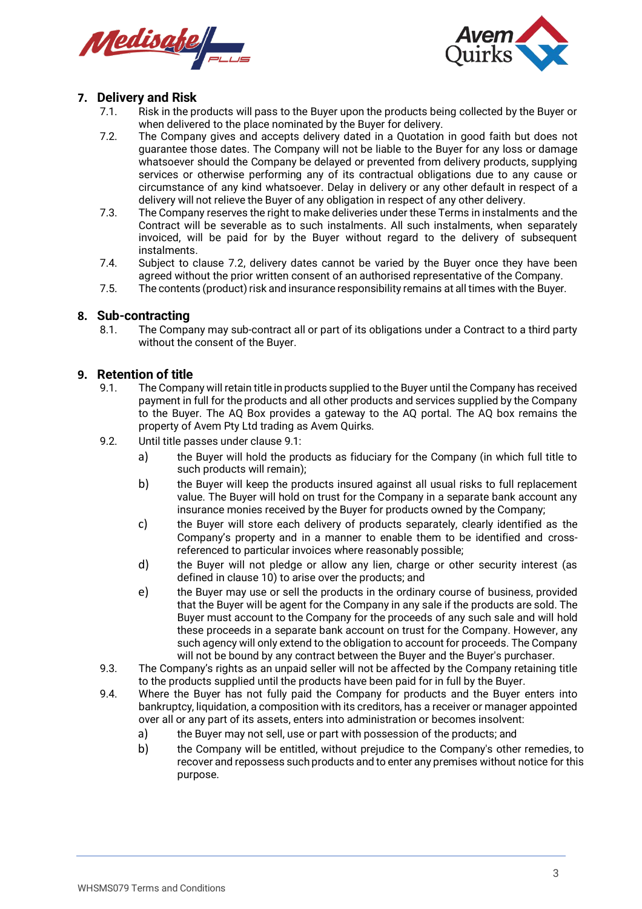## 7. Delivery and Risk

7.1. Risk in the products will pass to the Buyer upon the products being collected by the Buyer or when delivered to the place nominated by the Buyer for delivery.

7.2. The Company gives and accepts delivery dated in a Quotation in good faith but does not guarantee those dates. The Company will not be liable to the Buyer for any loss or damage whatsoever should the Company be delayed or prevented from delivery products, supplying services or otherwise performing any of its contractual obligations due to any cause or circumstance of any kind whatsoever. Delay in delivery or any other default in respect of a delivery will not relieve the Buyer of any obligation in respect of any other delivery.

7.3. The Company reserves the right to make deliveries under these Terms in instalments and the Contract will be severable as to such instalments. All such instalments, when separately invoiced, will be paid for by the Buyer without regard to the delivery of subsequent instalments.

7.4. Subject to clause 7.2, delivery dates cannot be varied by the Buyer once they have been agreed without the prior written consent of an authorised representative of the Company.

7.5. The contents (product) risk and insurance responsibility remains at all times with the Buyer.

## 8. Sub-contracting

8.1. The Company may sub-contract all or part of its obligations under a Contract to a third party without the consent of the Buyer.

## 9. Retention of title

9.1. The Company will retain title in products supplied to the Buyer until the Company has received payment in full for the products and all other products and services supplied by the Company to the Buyer. The AQ Box provides a gateway to the AQ portal. The AQ box remains the property of Avem Pty Ltd trading as Avem Quirks.

9.2. Until title passes under clause 9.1:

a) the Buyer will hold the products as fiduciary for the Company (in which full title to such products will remain);

b) the Buyer will keep the products insured against all usual risks to full replacement value. The Buyer will hold on trust for the Company in a separate bank account any insurance monies received by the Buyer for products owned by the Company;

c) the Buyer will store each delivery of products separately, clearly identified as the Company's property and in a manner to enable them to be identified and cross-referenced to particular invoices where reasonably possible;

d) the Buyer will not pledge or allow any lien, charge or other security interest (as defined in clause 10) to arise over the products; and

e) the Buyer may use or sell the products in the ordinary course of business, provided that the Buyer will be agent for the Company in any sale if the products are sold. The Buyer must account to the Company for the proceeds of any such sale and will hold these proceeds in a separate bank account on trust for the Company. However, any such agency will only extend to the obligation to account for proceeds. The Company will not be bound by any contract between the Buyer and the Buyer's purchaser.

9.3. The Company's rights as an unpaid seller will not be affected by the Company retaining title to the products supplied until the products have been paid for in full by the Buyer.

9.4. Where the Buyer has not fully paid the Company for products and the Buyer enters into bankruptcy, liquidation, a composition with its creditors, has a receiver or manager appointed over all or any part of its assets, enters into administration or becomes insolvent:

a) the Buyer may not sell, use or part with possession of the products; and

b) the Company will be entitled, without prejudice to the Company's other remedies, to recover and repossess such products and to enter any premises without notice for this purpose.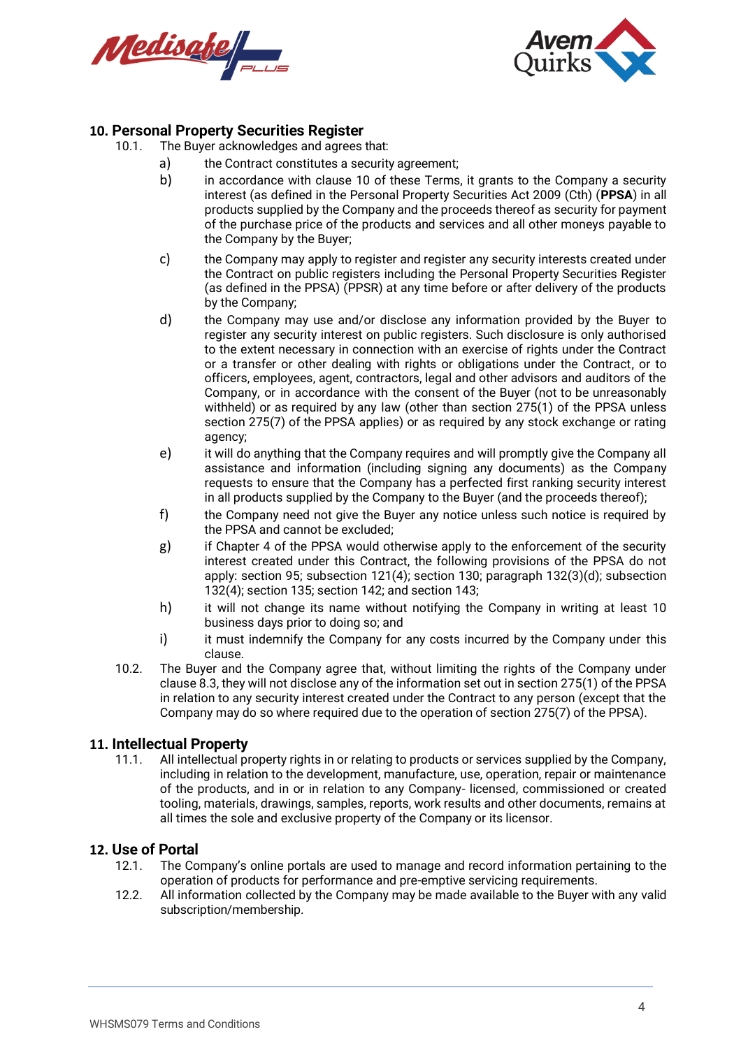## 10. Personal Property Securities Register

10.1. The Buyer acknowledges and agrees that:

a) the Contract constitutes a security agreement;

b) in accordance with clause 10 of these Terms, it grants to the Company a security interest (as defined in the Personal Property Securities Act 2009 (Cth) (**PPSA**) in all products supplied by the Company and the proceeds thereof as security for payment of the purchase price of the products and services and all other moneys payable to the Company by the Buyer;

c) the Company may apply to register and register any security interests created under the Contract on public registers including the Personal Property Securities Register (as defined in the PPSA) (PPSR) at any time before or after delivery of the products by the Company;

d) the Company may use and/or disclose any information provided by the Buyer to register any security interest on public registers. Such disclosure is only authorised to the extent necessary in connection with an exercise of rights under the Contract or a transfer or other dealing with rights or obligations under the Contract, or to officers, employees, agent, contractors, legal and other advisors and auditors of the Company, or in accordance with the consent of the Buyer (not to be unreasonably withheld) or as required by any law (other than section 275(1) of the PPSA unless section 275(7) of the PPSA applies) or as required by any stock exchange or rating agency;

e) it will do anything that the Company requires and will promptly give the Company all assistance and information (including signing any documents) as the Company requests to ensure that the Company has a perfected first ranking security interest in all products supplied by the Company to the Buyer (and the proceeds thereof);

f) the Company need not give the Buyer any notice unless such notice is required by the PPSA and cannot be excluded;

g) if Chapter 4 of the PPSA would otherwise apply to the enforcement of the security interest created under this Contract, the following provisions of the PPSA do not apply: section 95; subsection 121(4); section 130; paragraph 132(3)(d); subsection 132(4); section 135; section 142; and section 143;

h) it will not change its name without notifying the Company in writing at least 10 business days prior to doing so; and

i) it must indemnify the Company for any costs incurred by the Company under this clause.

10.2. The Buyer and the Company agree that, without limiting the rights of the Company under clause 8.3, they will not disclose any of the information set out in section 275(1) of the PPSA in relation to any security interest created under the Contract to any person (except that the Company may do so where required due to the operation of section 275(7) of the PPSA).

## 11. Intellectual Property

11.1. All intellectual property rights in or relating to products or services supplied by the Company, including in relation to the development, manufacture, use, operation, repair or maintenance of the products, and in or in relation to any Company- licensed, commissioned or created tooling, materials, drawings, samples, reports, work results and other documents, remains at all times the sole and exclusive property of the Company or its licensor.

## 12. Use of Portal

12.1. The Company's online portals are used to manage and record information pertaining to the operation of products for performance and pre-emptive servicing requirements.

12.2. All information collected by the Company may be made available to the Buyer with any valid subscription/membership.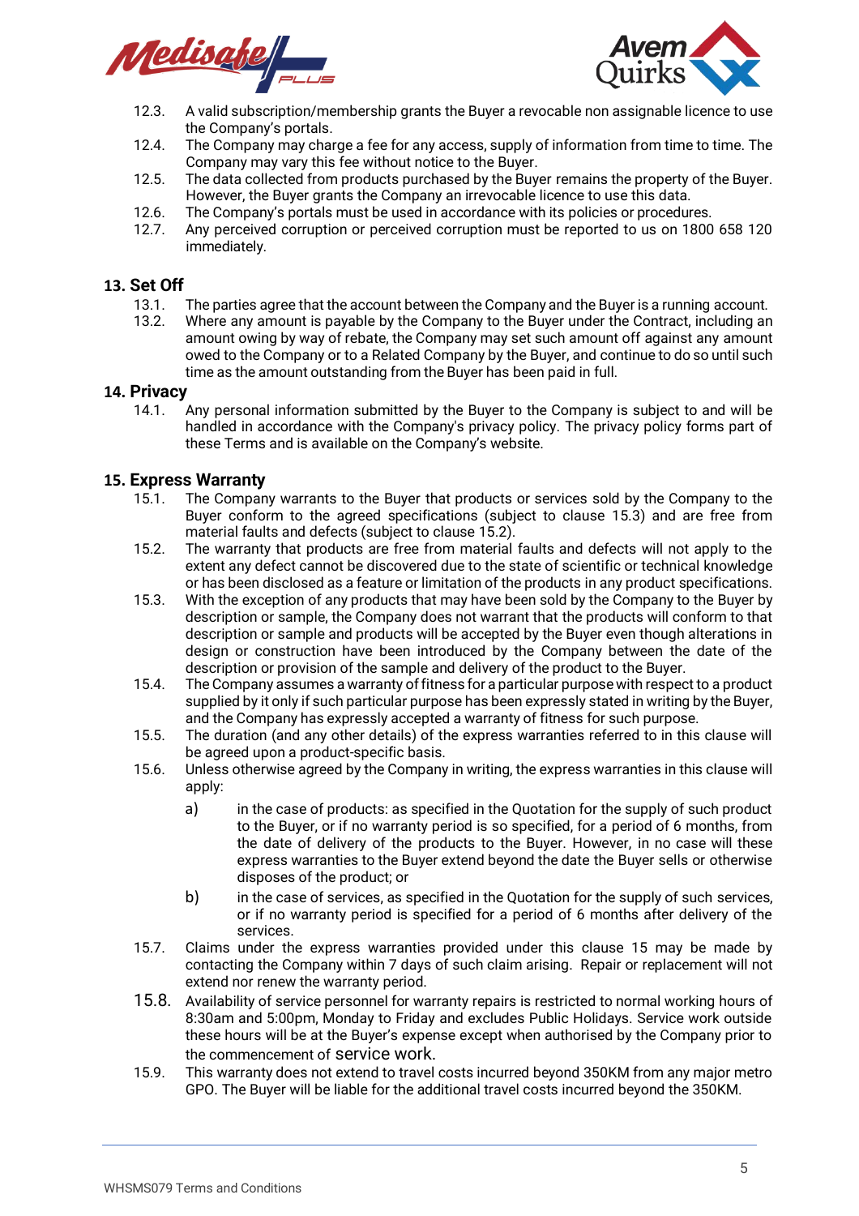12.3. A valid subscription/membership grants the Buyer a revocable non assignable licence to use the Company's portals.

12.4. The Company may charge a fee for any access, supply of information from time to time. The Company may vary this fee without notice to the Buyer.

12.5. The data collected from products purchased by the Buyer remains the property of the Buyer. However, the Buyer grants the Company an irrevocable licence to use this data.

12.6. The Company's portals must be used in accordance with its policies or procedures.

12.7. Any perceived corruption or perceived corruption must be reported to us on 1800 658 120 immediately.

## 13. Set Off

13.1. The parties agree that the account between the Company and the Buyer is a running account.

13.2. Where any amount is payable by the Company to the Buyer under the Contract, including an amount owing by way of rebate, the Company may set such amount off against any amount owed to the Company or to a Related Company by the Buyer, and continue to do so until such time as the amount outstanding from the Buyer has been paid in full.

## 14. Privacy

14.1. Any personal information submitted by the Buyer to the Company is subject to and will be handled in accordance with the Company's privacy policy. The privacy policy forms part of these Terms and is available on the Company's website.

## 15. Express Warranty

15.1. The Company warrants to the Buyer that products or services sold by the Company to the Buyer conform to the agreed specifications (subject to clause 15.3) and are free from material faults and defects (subject to clause 15.2).

15.2. The warranty that products are free from material faults and defects will not apply to the extent any defect cannot be discovered due to the state of scientific or technical knowledge or has been disclosed as a feature or limitation of the products in any product specifications.

15.3. With the exception of any products that may have been sold by the Company to the Buyer by description or sample, the Company does not warrant that the products will conform to that description or sample and products will be accepted by the Buyer even though alterations in design or construction have been introduced by the Company between the date of the description or provision of the sample and delivery of the product to the Buyer.

15.4. The Company assumes a warranty of fitness for a particular purpose with respect to a product supplied by it only if such particular purpose has been expressly stated in writing by the Buyer, and the Company has expressly accepted a warranty of fitness for such purpose.

15.5. The duration (and any other details) of the express warranties referred to in this clause will be agreed upon a product-specific basis.

15.6. Unless otherwise agreed by the Company in writing, the express warranties in this clause will apply:

a) in the case of products: as specified in the Quotation for the supply of such product to the Buyer, or if no warranty period is so specified, for a period of 6 months, from the date of delivery of the products to the Buyer. However, in no case will these express warranties to the Buyer extend beyond the date the Buyer sells or otherwise disposes of the product; or

b) in the case of services, as specified in the Quotation for the supply of such services, or if no warranty period is specified for a period of 6 months after delivery of the services.

15.7. Claims under the express warranties provided under this clause 15 may be made by contacting the Company within 7 days of such claim arising. Repair or replacement will not extend nor renew the warranty period.

15.8. Availability of service personnel for warranty repairs is restricted to normal working hours of 8:30am and 5:00pm, Monday to Friday and excludes Public Holidays. Service work outside these hours will be at the Buyer's expense except when authorised by the Company prior to the commencement of service work.

15.9. This warranty does not extend to travel costs incurred beyond 350KM from any major metro GPO. The Buyer will be liable for the additional travel costs incurred beyond the 350KM.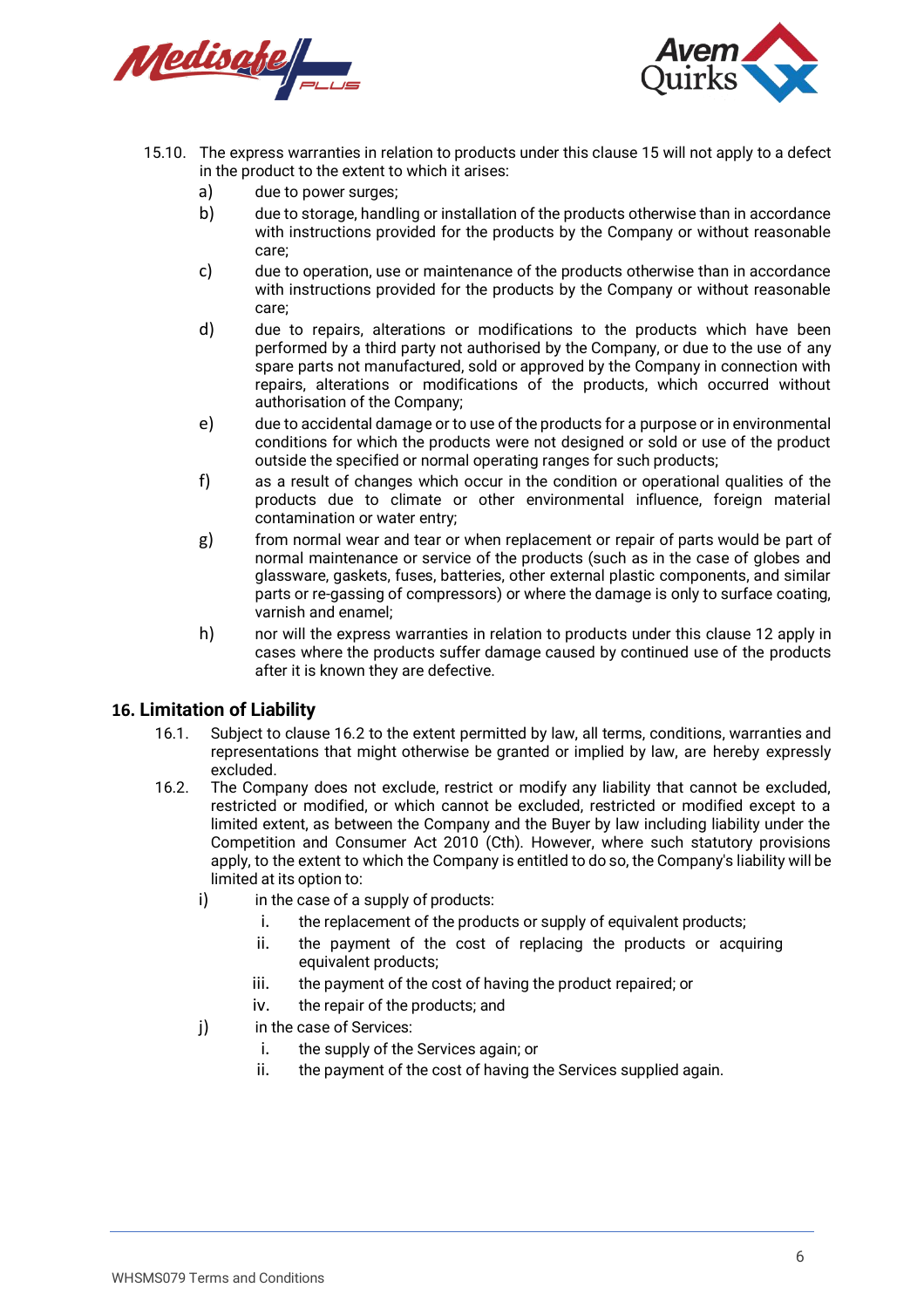15.10. The express warranties in relation to products under this clause 15 will not apply to a defect in the product to the extent to which it arises:

a) due to power surges;

b) due to storage, handling or installation of the products otherwise than in accordance with instructions provided for the products by the Company or without reasonable care;

c) due to operation, use or maintenance of the products otherwise than in accordance with instructions provided for the products by the Company or without reasonable care;

d) due to repairs, alterations or modifications to the products which have been performed by a third party not authorised by the Company, or due to the use of any spare parts not manufactured, sold or approved by the Company in connection with repairs, alterations or modifications of the products, which occurred without authorisation of the Company;

e) due to accidental damage or to use of the products for a purpose or in environmental conditions for which the products were not designed or sold or use of the product outside the specified or normal operating ranges for such products;

f) as a result of changes which occur in the condition or operational qualities of the products due to climate or other environmental influence, foreign material contamination or water entry;

g) from normal wear and tear or when replacement or repair of parts would be part of normal maintenance or service of the products (such as in the case of globes and glassware, gaskets, fuses, batteries, other external plastic components, and similar parts or re-gassing of compressors) or where the damage is only to surface coating, varnish and enamel;

h) nor will the express warranties in relation to products under this clause 12 apply in cases where the products suffer damage caused by continued use of the products after it is known they are defective.

## 16. Limitation of Liability

16.1. Subject to clause 16.2 to the extent permitted by law, all terms, conditions, warranties and representations that might otherwise be granted or implied by law, are hereby expressly excluded.

16.2. The Company does not exclude, restrict or modify any liability that cannot be excluded, restricted or modified, or which cannot be excluded, restricted or modified except to a limited extent, as between the Company and the Buyer by law including liability under the Competition and Consumer Act 2010 (Cth). However, where such statutory provisions apply, to the extent to which the Company is entitled to do so, the Company's liability will be limited at its option to:

i) in the case of a supply of products:

   i. the replacement of the products or supply of equivalent products;
   ii. the payment of the cost of replacing the products or acquiring equivalent products;
   iii. the payment of the cost of having the product repaired; or
   iv. the repair of the products; and

j) in the case of Services:

   i. the supply of the Services again; or
   ii. the payment of the cost of having the Services supplied again.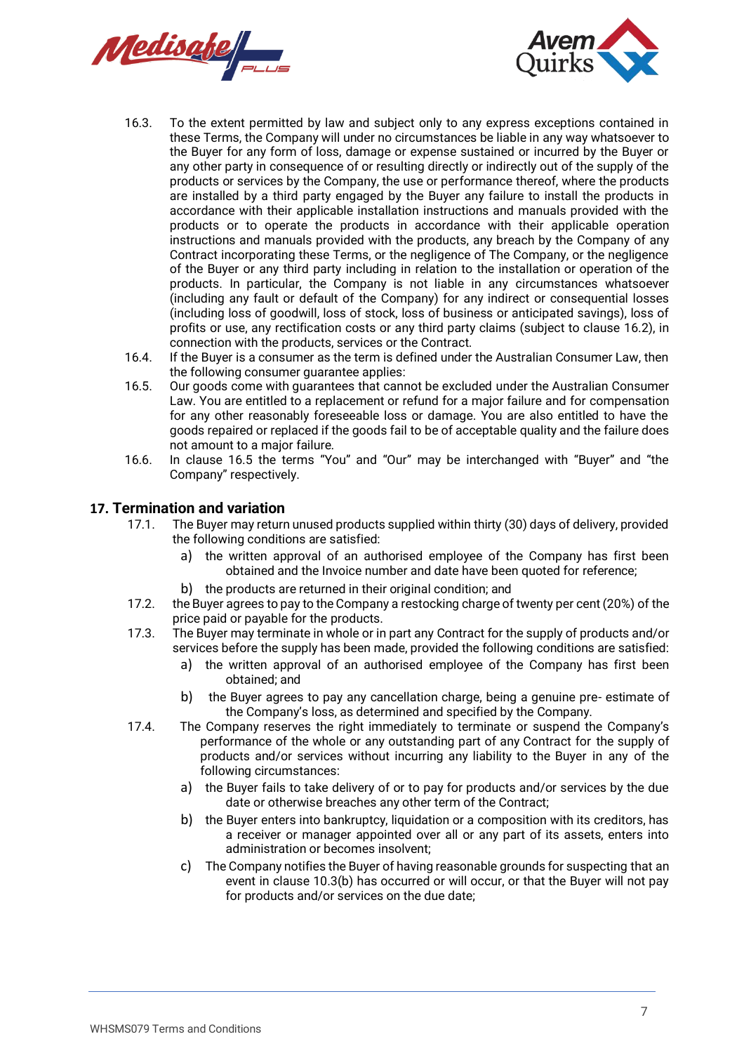16.3. To the extent permitted by law and subject only to any express exceptions contained in these Terms, the Company will under no circumstances be liable in any way whatsoever to the Buyer for any form of loss, damage or expense sustained or incurred by the Buyer or any other party in consequence of or resulting directly or indirectly out of the supply of the products or services by the Company, the use or performance thereof, where the products are installed by a third party engaged by the Buyer any failure to install the products in accordance with their applicable installation instructions and manuals provided with the products or to operate the products in accordance with their applicable operation instructions and manuals provided with the products, any breach by the Company of any Contract incorporating these Terms, or the negligence of The Company, or the negligence of the Buyer or any third party including in relation to the installation or operation of the products. In particular, the Company is not liable in any circumstances whatsoever (including any fault or default of the Company) for any indirect or consequential losses (including loss of goodwill, loss of stock, loss of business or anticipated savings), loss of profits or use, any rectification costs or any third party claims (subject to clause 16.2), in connection with the products, services or the Contract.

16.4. If the Buyer is a consumer as the term is defined under the Australian Consumer Law, then the following consumer guarantee applies:

16.5. Our goods come with guarantees that cannot be excluded under the Australian Consumer Law. You are entitled to a replacement or refund for a major failure and for compensation for any other reasonably foreseeable loss or damage. You are also entitled to have the goods repaired or replaced if the goods fail to be of acceptable quality and the failure does not amount to a major failure.

16.6. In clause 16.5 the terms "You" and "Our" may be interchanged with "Buyer" and "the Company" respectively.

## 17. Termination and variation

17.1. The Buyer may return unused products supplied within thirty (30) days of delivery, provided the following conditions are satisfied:

a) the written approval of an authorised employee of the Company has first been obtained and the Invoice number and date have been quoted for reference;

b) the products are returned in their original condition; and

17.2. the Buyer agrees to pay to the Company a restocking charge of twenty per cent (20%) of the price paid or payable for the products.

17.3. The Buyer may terminate in whole or in part any Contract for the supply of products and/or services before the supply has been made, provided the following conditions are satisfied:

a) the written approval of an authorised employee of the Company has first been obtained; and

b) the Buyer agrees to pay any cancellation charge, being a genuine pre- estimate of the Company's loss, as determined and specified by the Company.

17.4. The Company reserves the right immediately to terminate or suspend the Company's performance of the whole or any outstanding part of any Contract for the supply of products and/or services without incurring any liability to the Buyer in any of the following circumstances:

a) the Buyer fails to take delivery of or to pay for products and/or services by the due date or otherwise breaches any other term of the Contract;

b) the Buyer enters into bankruptcy, liquidation or a composition with its creditors, has a receiver or manager appointed over all or any part of its assets, enters into administration or becomes insolvent;

c) The Company notifies the Buyer of having reasonable grounds for suspecting that an event in clause 10.3(b) has occurred or will occur, or that the Buyer will not pay for products and/or services on the due date;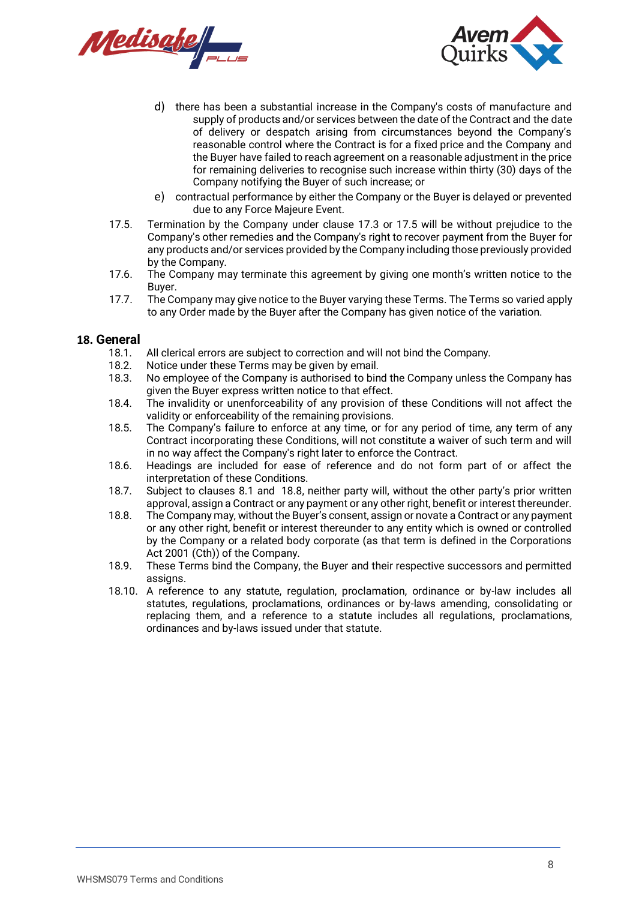d) there has been a substantial increase in the Company's costs of manufacture and supply of products and/or services between the date of the Contract and the date of delivery or despatch arising from circumstances beyond the Company's reasonable control where the Contract is for a fixed price and the Company and the Buyer have failed to reach agreement on a reasonable adjustment in the price for remaining deliveries to recognise such increase within thirty (30) days of the Company notifying the Buyer of such increase; or

e) contractual performance by either the Company or the Buyer is delayed or prevented due to any Force Majeure Event.

17.5. Termination by the Company under clause 17.3 or 17.5 will be without prejudice to the Company's other remedies and the Company's right to recover payment from the Buyer for any products and/or services provided by the Company including those previously provided by the Company.

17.6. The Company may terminate this agreement by giving one month's written notice to the Buyer.

17.7. The Company may give notice to the Buyer varying these Terms. The Terms so varied apply to any Order made by the Buyer after the Company has given notice of the variation.

## 18. General

18.1. All clerical errors are subject to correction and will not bind the Company.

18.2. Notice under these Terms may be given by email.

18.3. No employee of the Company is authorised to bind the Company unless the Company has given the Buyer express written notice to that effect.

18.4. The invalidity or unenforceability of any provision of these Conditions will not affect the validity or enforceability of the remaining provisions.

18.5. The Company's failure to enforce at any time, or for any period of time, any term of any Contract incorporating these Conditions, will not constitute a waiver of such term and will in no way affect the Company's right later to enforce the Contract.

18.6. Headings are included for ease of reference and do not form part of or affect the interpretation of these Conditions.

18.7. Subject to clauses 8.1 and 18.8, neither party will, without the other party's prior written approval, assign a Contract or any payment or any other right, benefit or interest thereunder.

18.8. The Company may, without the Buyer's consent, assign or novate a Contract or any payment or any other right, benefit or interest thereunder to any entity which is owned or controlled by the Company or a related body corporate (as that term is defined in the Corporations Act 2001 (Cth)) of the Company.

18.9. These Terms bind the Company, the Buyer and their respective successors and permitted assigns.

18.10. A reference to any statute, regulation, proclamation, ordinance or by-law includes all statutes, regulations, proclamations, ordinances or by-laws amending, consolidating or replacing them, and a reference to a statute includes all regulations, proclamations, ordinances and by-laws issued under that statute.